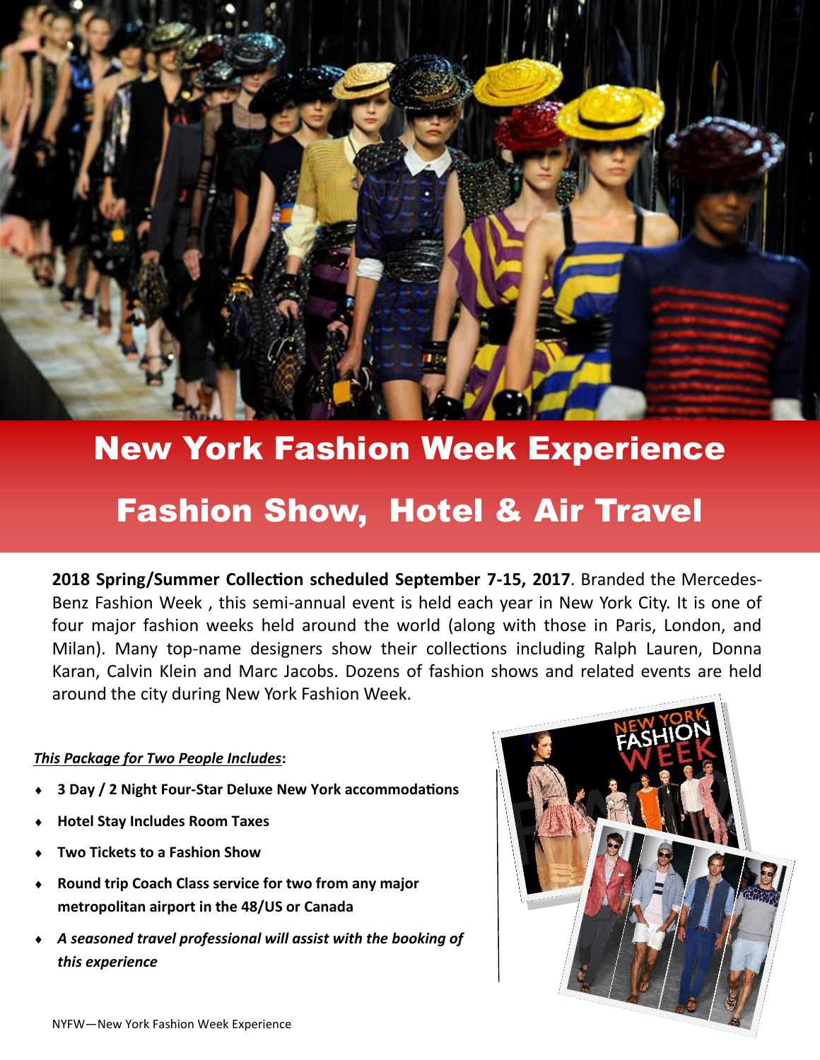# New York Fashion Week Experience

## Fashion Show, Hotel & Air Travel

**2018 Spring/Summer Collection scheduled September 7-15, 2017**. Branded the Mercedes-Benz Fashion Week , this semi-annual event is held each year in New York City. It is one of four major fashion weeks held around the world (along with those in Paris, London, and Milan). Many top-name designers show their collections including Ralph Lauren, Donna Karan, Calvin Klein and Marc Jacobs. Dozens of fashion shows and related events are held around the city during New York Fashion Week.

***This Package for Two People Includes*:**

- **3 Day / 2 Night Four-Star Deluxe New York accommodations**
- **Hotel Stay Includes Room Taxes**
- **Two Tickets to a Fashion Show**
- **Round trip Coach Class service for two from any major metropolitan airport in the 48/US or Canada**
- ***A seasoned travel professional will assist with the booking of this experience***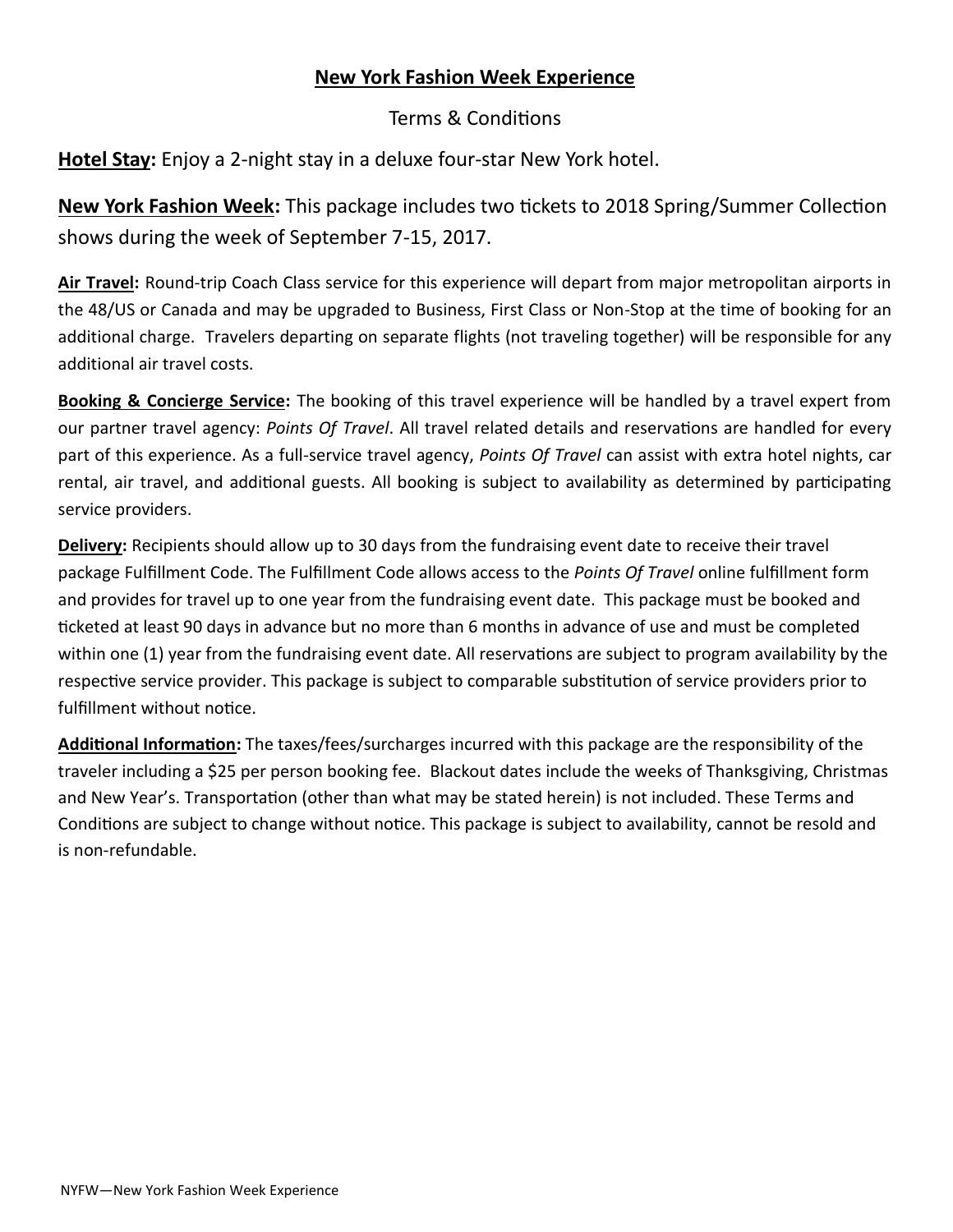# New York Fashion Week Experience

Terms & Conditions

**Hotel Stay:** Enjoy a 2-night stay in a deluxe four-star New York hotel.

**New York Fashion Week:** This package includes two tickets to 2018 Spring/Summer Collection shows during the week of September 7-15, 2017.

**Air Travel:** Round-trip Coach Class service for this experience will depart from major metropolitan airports in the 48/US or Canada and may be upgraded to Business, First Class or Non-Stop at the time of booking for an additional charge. Travelers departing on separate flights (not traveling together) will be responsible for any additional air travel costs.

**Booking & Concierge Service:** The booking of this travel experience will be handled by a travel expert from our partner travel agency: *Points Of Travel*. All travel related details and reservations are handled for every part of this experience. As a full-service travel agency, *Points Of Travel* can assist with extra hotel nights, car rental, air travel, and additional guests. All booking is subject to availability as determined by participating service providers.

**Delivery:** Recipients should allow up to 30 days from the fundraising event date to receive their travel package Fulfillment Code. The Fulfillment Code allows access to the *Points Of Travel* online fulfillment form and provides for travel up to one year from the fundraising event date. This package must be booked and ticketed at least 90 days in advance but no more than 6 months in advance of use and must be completed within one (1) year from the fundraising event date. All reservations are subject to program availability by the respective service provider. This package is subject to comparable substitution of service providers prior to fulfillment without notice.

**Additional Information:** The taxes/fees/surcharges incurred with this package are the responsibility of the traveler including a $25 per person booking fee. Blackout dates include the weeks of Thanksgiving, Christmas and New Year's. Transportation (other than what may be stated herein) is not included. These Terms and Conditions are subject to change without notice. This package is subject to availability, cannot be resold and is non-refundable.